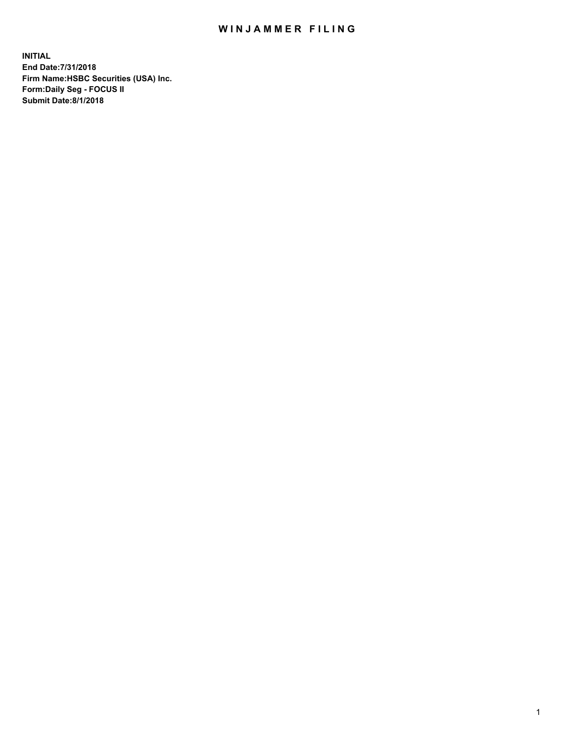# WINJAMMER FILING

**INITIAL**
**End Date:7/31/2018**
**Firm Name:HSBC Securities (USA) Inc.**
**Form:Daily Seg - FOCUS II**
**Submit Date:8/1/2018**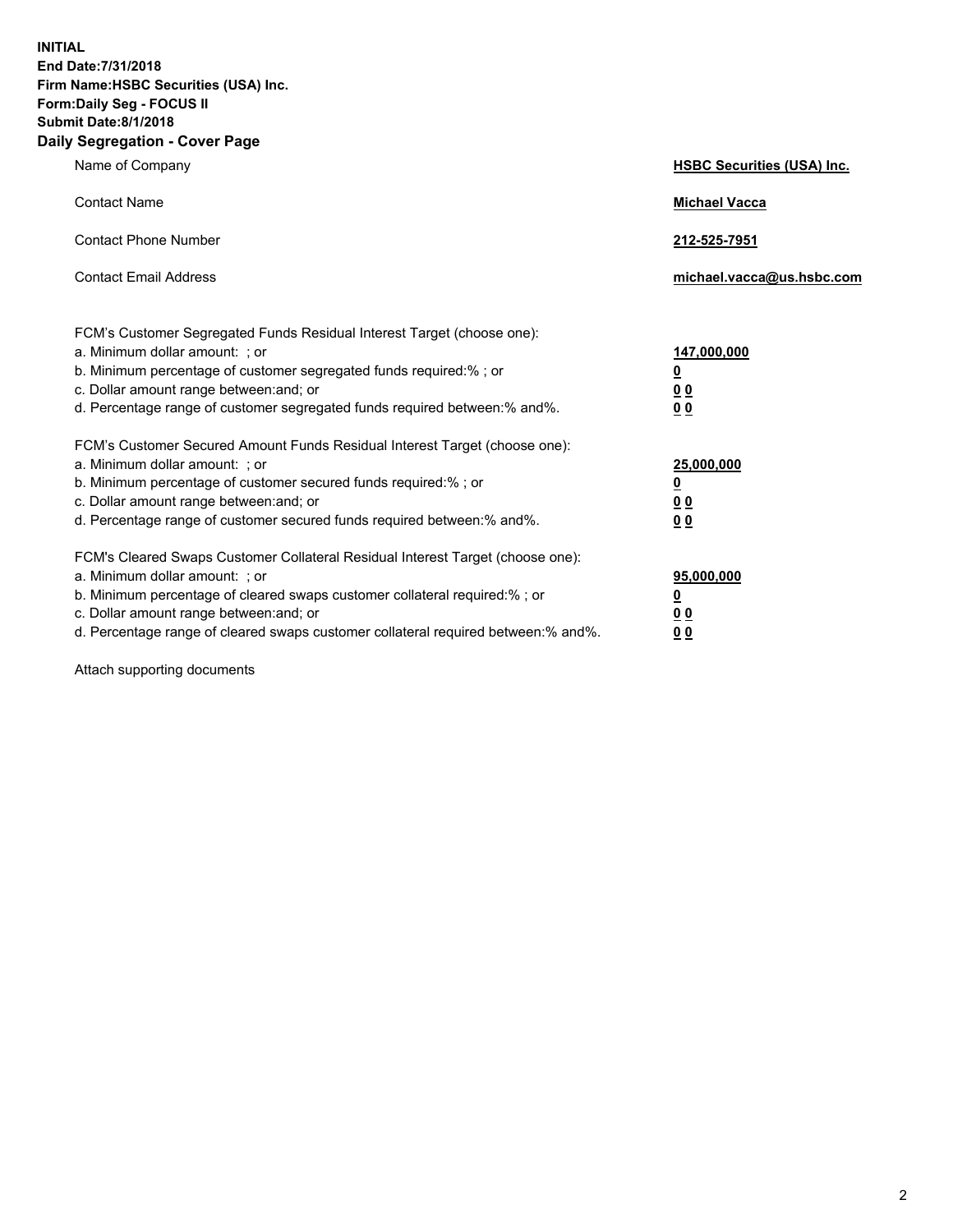**INITIAL**
**End Date:7/31/2018**
**Firm Name:HSBC Securities (USA) Inc.**
**Form:Daily Seg - FOCUS II**
**Submit Date:8/1/2018**

## Daily Segregation - Cover Page

| | |
|---|---|
| Name of Company | **HSBC Securities (USA) Inc.** |
| Contact Name | **Michael Vacca** |
| Contact Phone Number | **212-525-7951** |
| Contact Email Address | **michael.vacca@us.hsbc.com** |

| | |
|---|---|
| FCM's Customer Segregated Funds Residual Interest Target (choose one): | |
| a. Minimum dollar amount: ; or | **147,000,000** |
| b. Minimum percentage of customer segregated funds required:% ; or | **0** |
| c. Dollar amount range between:and; or | **0 0** |
| d. Percentage range of customer segregated funds required between:% and%. | **0 0** |
| FCM's Customer Secured Amount Funds Residual Interest Target (choose one): | |
| a. Minimum dollar amount: ; or | **25,000,000** |
| b. Minimum percentage of customer secured funds required:% ; or | **0** |
| c. Dollar amount range between:and; or | **0 0** |
| d. Percentage range of customer secured funds required between:% and%. | **0 0** |
| FCM's Cleared Swaps Customer Collateral Residual Interest Target (choose one): | |
| a. Minimum dollar amount: ; or | **95,000,000** |
| b. Minimum percentage of cleared swaps customer collateral required:% ; or | **0** |
| c. Dollar amount range between:and; or | **0 0** |
| d. Percentage range of cleared swaps customer collateral required between:% and%. | **0 0** |

Attach supporting documents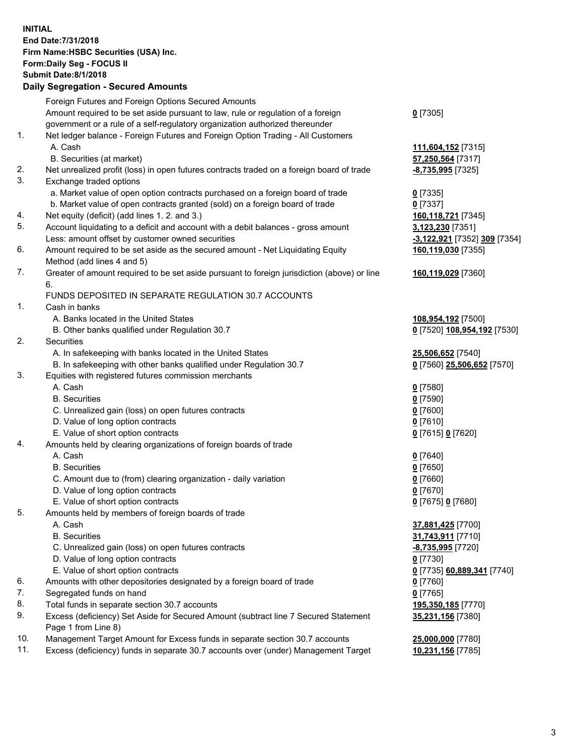**INITIAL**
**End Date:7/31/2018**
**Firm Name:HSBC Securities (USA) Inc.**
**Form:Daily Seg - FOCUS II**
**Submit Date:8/1/2018**

## Daily Segregation - Secured Amounts

| | | |
|---|---|---|
| | Foreign Futures and Foreign Options Secured Amounts | |
| | Amount required to be set aside pursuant to law, rule or regulation of a foreign government or a rule of a self-regulatory organization authorized thereunder | **0** [7305] |
| 1. | Net ledger balance - Foreign Futures and Foreign Option Trading - All Customers | |
| | A. Cash | **111,604,152** [7315] |
| | B. Securities (at market) | **57,250,564** [7317] |
| 2. | Net unrealized profit (loss) in open futures contracts traded on a foreign board of trade | **-8,735,995** [7325] |
| 3. | Exchange traded options | |
| | a. Market value of open option contracts purchased on a foreign board of trade | **0** [7335] |
| | b. Market value of open contracts granted (sold) on a foreign board of trade | **0** [7337] |
| 4. | Net equity (deficit) (add lines 1. 2. and 3.) | **160,118,721** [7345] |
| 5. | Account liquidating to a deficit and account with a debit balances - gross amount | **3,123,230** [7351] |
| | Less: amount offset by customer owned securities | **-3,122,921** [7352] **309** [7354] |
| 6. | Amount required to be set aside as the secured amount - Net Liquidating Equity Method (add lines 4 and 5) | **160,119,030** [7355] |
| 7. | Greater of amount required to be set aside pursuant to foreign jurisdiction (above) or line 6. | **160,119,029** [7360] |
| | FUNDS DEPOSITED IN SEPARATE REGULATION 30.7 ACCOUNTS | |
| 1. | Cash in banks | |
| | A. Banks located in the United States | **108,954,192** [7500] |
| | B. Other banks qualified under Regulation 30.7 | **0** [7520] **108,954,192** [7530] |
| 2. | Securities | |
| | A. In safekeeping with banks located in the United States | **25,506,652** [7540] |
| | B. In safekeeping with other banks qualified under Regulation 30.7 | **0** [7560] **25,506,652** [7570] |
| 3. | Equities with registered futures commission merchants | |
| | A. Cash | **0** [7580] |
| | B. Securities | **0** [7590] |
| | C. Unrealized gain (loss) on open futures contracts | **0** [7600] |
| | D. Value of long option contracts | **0** [7610] |
| | E. Value of short option contracts | **0** [7615] **0** [7620] |
| 4. | Amounts held by clearing organizations of foreign boards of trade | |
| | A. Cash | **0** [7640] |
| | B. Securities | **0** [7650] |
| | C. Amount due to (from) clearing organization - daily variation | **0** [7660] |
| | D. Value of long option contracts | **0** [7670] |
| | E. Value of short option contracts | **0** [7675] **0** [7680] |
| 5. | Amounts held by members of foreign boards of trade | |
| | A. Cash | **37,881,425** [7700] |
| | B. Securities | **31,743,911** [7710] |
| | C. Unrealized gain (loss) on open futures contracts | **-8,735,995** [7720] |
| | D. Value of long option contracts | **0** [7730] |
| | E. Value of short option contracts | **0** [7735] **60,889,341** [7740] |
| 6. | Amounts with other depositories designated by a foreign board of trade | **0** [7760] |
| 7. | Segregated funds on hand | **0** [7765] |
| 8. | Total funds in separate section 30.7 accounts | **195,350,185** [7770] |
| 9. | Excess (deficiency) Set Aside for Secured Amount (subtract line 7 Secured Statement Page 1 from Line 8) | **35,231,156** [7380] |
| 10. | Management Target Amount for Excess funds in separate section 30.7 accounts | **25,000,000** [7780] |
| 11. | Excess (deficiency) funds in separate 30.7 accounts over (under) Management Target | **10,231,156** [7785] |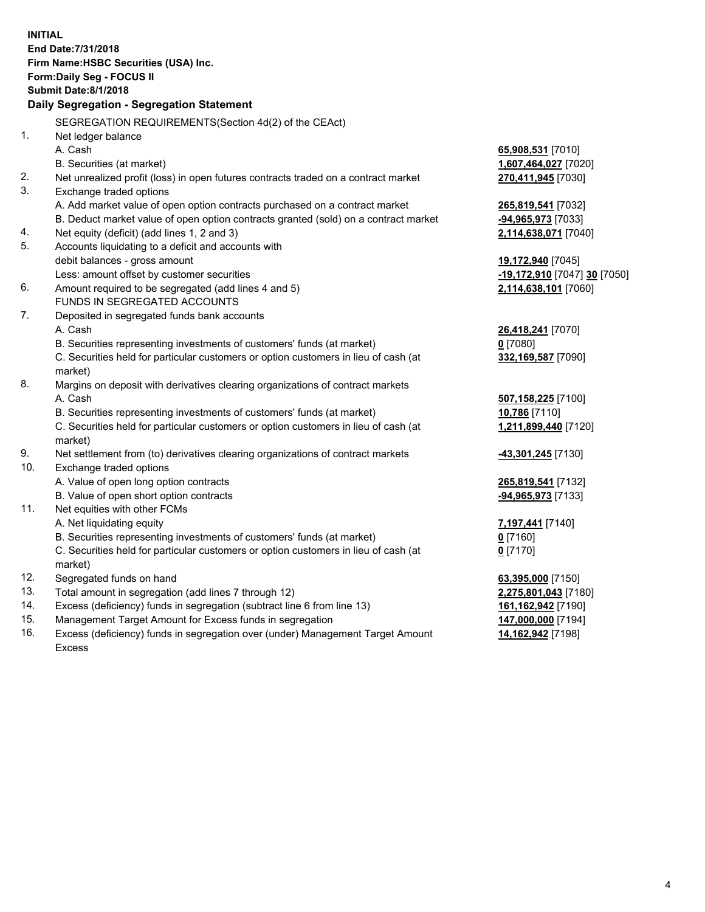**INITIAL**
**End Date:7/31/2018**
**Firm Name:HSBC Securities (USA) Inc.**
**Form:Daily Seg - FOCUS II**
**Submit Date:8/1/2018**

## Daily Segregation - Segregation Statement

SEGREGATION REQUIREMENTS(Section 4d(2) of the CEAct)

| | | |
|---|---|---|
| 1. | Net ledger balance | |
| | A. Cash | **65,908,531** [7010] |
| | B. Securities (at market) | **1,607,464,027** [7020] |
| 2. | Net unrealized profit (loss) in open futures contracts traded on a contract market | **270,411,945** [7030] |
| 3. | Exchange traded options | |
| | A. Add market value of open option contracts purchased on a contract market | **265,819,541** [7032] |
| | B. Deduct market value of open option contracts granted (sold) on a contract market | **-94,965,973** [7033] |
| 4. | Net equity (deficit) (add lines 1, 2 and 3) | **2,114,638,071** [7040] |
| 5. | Accounts liquidating to a deficit and accounts with | |
| | debit balances - gross amount | **19,172,940** [7045] |
| | Less: amount offset by customer securities | **-19,172,910** [7047] **30** [7050] |
| 6. | Amount required to be segregated (add lines 4 and 5) | **2,114,638,101** [7060] |
| | FUNDS IN SEGREGATED ACCOUNTS | |
| 7. | Deposited in segregated funds bank accounts | |
| | A. Cash | **26,418,241** [7070] |
| | B. Securities representing investments of customers' funds (at market) | **0** [7080] |
| | C. Securities held for particular customers or option customers in lieu of cash (at market) | **332,169,587** [7090] |
| 8. | Margins on deposit with derivatives clearing organizations of contract markets | |
| | A. Cash | **507,158,225** [7100] |
| | B. Securities representing investments of customers' funds (at market) | **10,786** [7110] |
| | C. Securities held for particular customers or option customers in lieu of cash (at market) | **1,211,899,440** [7120] |
| 9. | Net settlement from (to) derivatives clearing organizations of contract markets | **-43,301,245** [7130] |
| 10. | Exchange traded options | |
| | A. Value of open long option contracts | **265,819,541** [7132] |
| | B. Value of open short option contracts | **-94,965,973** [7133] |
| 11. | Net equities with other FCMs | |
| | A. Net liquidating equity | **7,197,441** [7140] |
| | B. Securities representing investments of customers' funds (at market) | **0** [7160] |
| | C. Securities held for particular customers or option customers in lieu of cash (at market) | **0** [7170] |
| 12. | Segregated funds on hand | **63,395,000** [7150] |
| 13. | Total amount in segregation (add lines 7 through 12) | **2,275,801,043** [7180] |
| 14. | Excess (deficiency) funds in segregation (subtract line 6 from line 13) | **161,162,942** [7190] |
| 15. | Management Target Amount for Excess funds in segregation | **147,000,000** [7194] |
| 16. | Excess (deficiency) funds in segregation over (under) Management Target Amount Excess | **14,162,942** [7198] |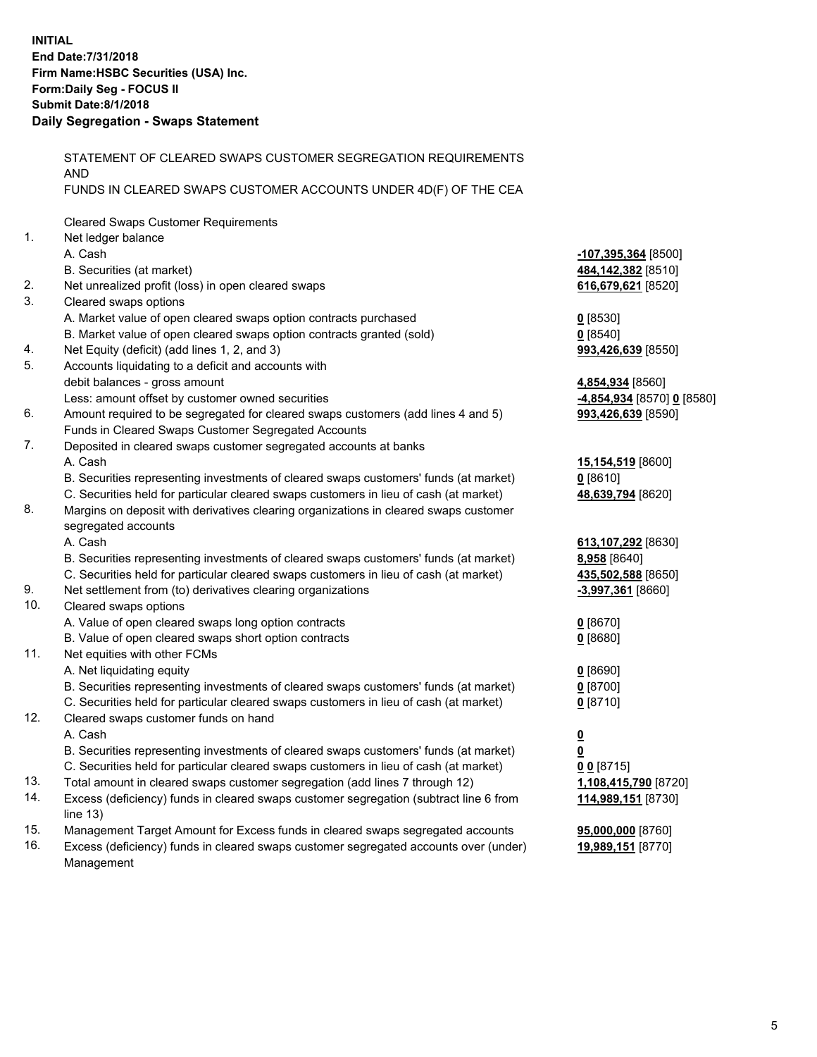**INITIAL**
**End Date:7/31/2018**
**Firm Name:HSBC Securities (USA) Inc.**
**Form:Daily Seg - FOCUS II**
**Submit Date:8/1/2018**
**Daily Segregation - Swaps Statement**

STATEMENT OF CLEARED SWAPS CUSTOMER SEGREGATION REQUIREMENTS AND FUNDS IN CLEARED SWAPS CUSTOMER ACCOUNTS UNDER 4D(F) OF THE CEA

| | | |
|---|---|---|
| | Cleared Swaps Customer Requirements | |
| 1. | Net ledger balance | |
| | A. Cash | **-107,395,364** [8500] |
| | B. Securities (at market) | **484,142,382** [8510] |
| 2. | Net unrealized profit (loss) in open cleared swaps | **616,679,621** [8520] |
| 3. | Cleared swaps options | |
| | A. Market value of open cleared swaps option contracts purchased | **0** [8530] |
| | B. Market value of open cleared swaps option contracts granted (sold) | **0** [8540] |
| 4. | Net Equity (deficit) (add lines 1, 2, and 3) | **993,426,639** [8550] |
| 5. | Accounts liquidating to a deficit and accounts with debit balances - gross amount | **4,854,934** [8560] |
| | Less: amount offset by customer owned securities | **-4,854,934** [8570] **0** [8580] |
| 6. | Amount required to be segregated for cleared swaps customers (add lines 4 and 5) | **993,426,639** [8590] |
| | Funds in Cleared Swaps Customer Segregated Accounts | |
| 7. | Deposited in cleared swaps customer segregated accounts at banks | |
| | A. Cash | **15,154,519** [8600] |
| | B. Securities representing investments of cleared swaps customers' funds (at market) | **0** [8610] |
| | C. Securities held for particular cleared swaps customers in lieu of cash (at market) | **48,639,794** [8620] |
| 8. | Margins on deposit with derivatives clearing organizations in cleared swaps customer segregated accounts | |
| | A. Cash | **613,107,292** [8630] |
| | B. Securities representing investments of cleared swaps customers' funds (at market) | **8,958** [8640] |
| | C. Securities held for particular cleared swaps customers in lieu of cash (at market) | **435,502,588** [8650] |
| 9. | Net settlement from (to) derivatives clearing organizations | **-3,997,361** [8660] |
| 10. | Cleared swaps options | |
| | A. Value of open cleared swaps long option contracts | **0** [8670] |
| | B. Value of open cleared swaps short option contracts | **0** [8680] |
| 11. | Net equities with other FCMs | |
| | A. Net liquidating equity | **0** [8690] |
| | B. Securities representing investments of cleared swaps customers' funds (at market) | **0** [8700] |
| | C. Securities held for particular cleared swaps customers in lieu of cash (at market) | **0** [8710] |
| 12. | Cleared swaps customer funds on hand | |
| | A. Cash | **0** |
| | B. Securities representing investments of cleared swaps customers' funds (at market) | **0** |
| | C. Securities held for particular cleared swaps customers in lieu of cash (at market) | **0** **0** [8715] |
| 13. | Total amount in cleared swaps customer segregation (add lines 7 through 12) | **1,108,415,790** [8720] |
| 14. | Excess (deficiency) funds in cleared swaps customer segregation (subtract line 6 from line 13) | **114,989,151** [8730] |
| 15. | Management Target Amount for Excess funds in cleared swaps segregated accounts | **95,000,000** [8760] |
| 16. | Excess (deficiency) funds in cleared swaps customer segregated accounts over (under) Management | **19,989,151** [8770] |